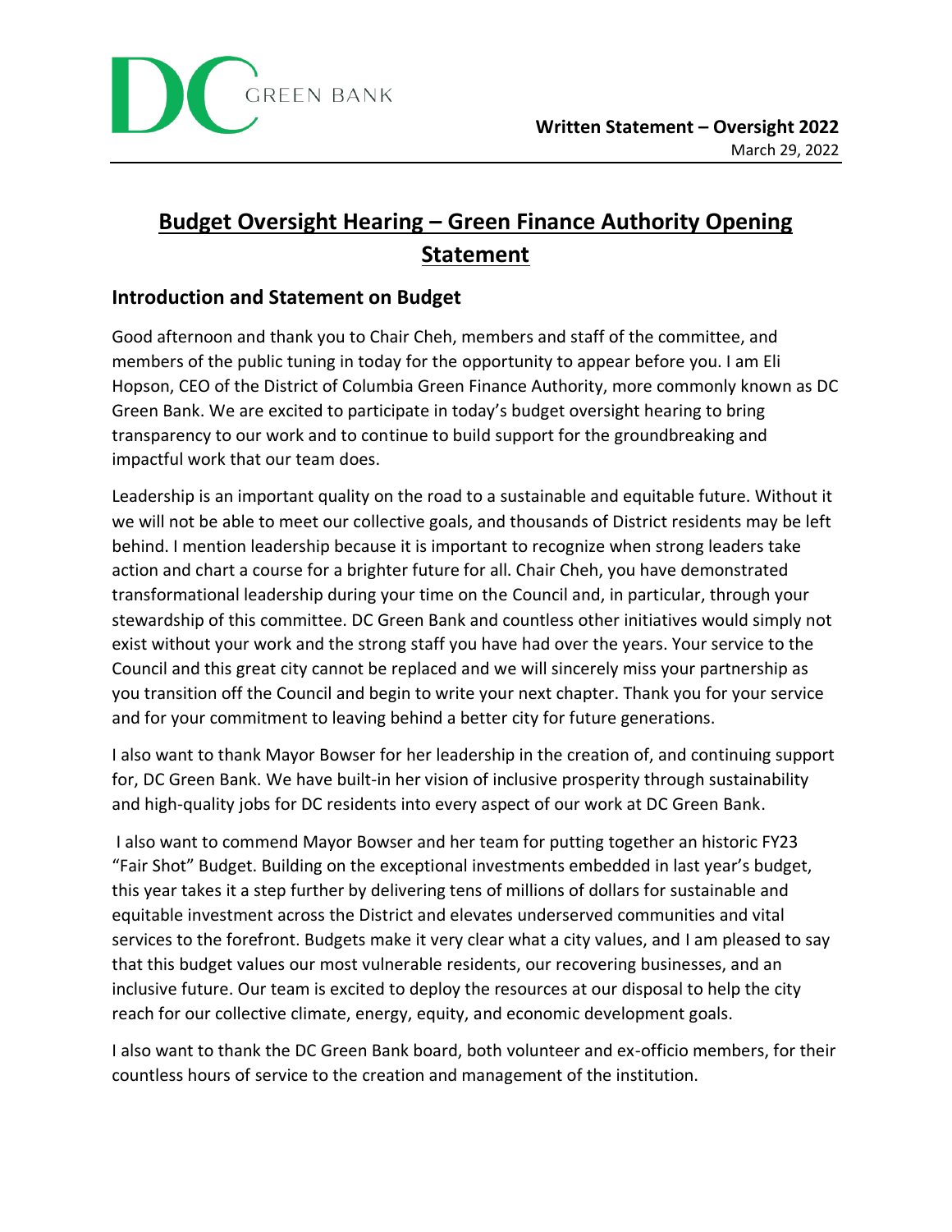DC GREEN BANK

**Written Statement – Oversight 2022**
March 29, 2022

# Budget Oversight Hearing – Green Finance Authority Opening Statement

## Introduction and Statement on Budget

Good afternoon and thank you to Chair Cheh, members and staff of the committee, and members of the public tuning in today for the opportunity to appear before you. I am Eli Hopson, CEO of the District of Columbia Green Finance Authority, more commonly known as DC Green Bank. We are excited to participate in today's budget oversight hearing to bring transparency to our work and to continue to build support for the groundbreaking and impactful work that our team does.

Leadership is an important quality on the road to a sustainable and equitable future. Without it we will not be able to meet our collective goals, and thousands of District residents may be left behind. I mention leadership because it is important to recognize when strong leaders take action and chart a course for a brighter future for all. Chair Cheh, you have demonstrated transformational leadership during your time on the Council and, in particular, through your stewardship of this committee. DC Green Bank and countless other initiatives would simply not exist without your work and the strong staff you have had over the years. Your service to the Council and this great city cannot be replaced and we will sincerely miss your partnership as you transition off the Council and begin to write your next chapter. Thank you for your service and for your commitment to leaving behind a better city for future generations.

I also want to thank Mayor Bowser for her leadership in the creation of, and continuing support for, DC Green Bank. We have built-in her vision of inclusive prosperity through sustainability and high-quality jobs for DC residents into every aspect of our work at DC Green Bank.

I also want to commend Mayor Bowser and her team for putting together an historic FY23 "Fair Shot" Budget. Building on the exceptional investments embedded in last year's budget, this year takes it a step further by delivering tens of millions of dollars for sustainable and equitable investment across the District and elevates underserved communities and vital services to the forefront. Budgets make it very clear what a city values, and I am pleased to say that this budget values our most vulnerable residents, our recovering businesses, and an inclusive future. Our team is excited to deploy the resources at our disposal to help the city reach for our collective climate, energy, equity, and economic development goals.

I also want to thank the DC Green Bank board, both volunteer and ex-officio members, for their countless hours of service to the creation and management of the institution.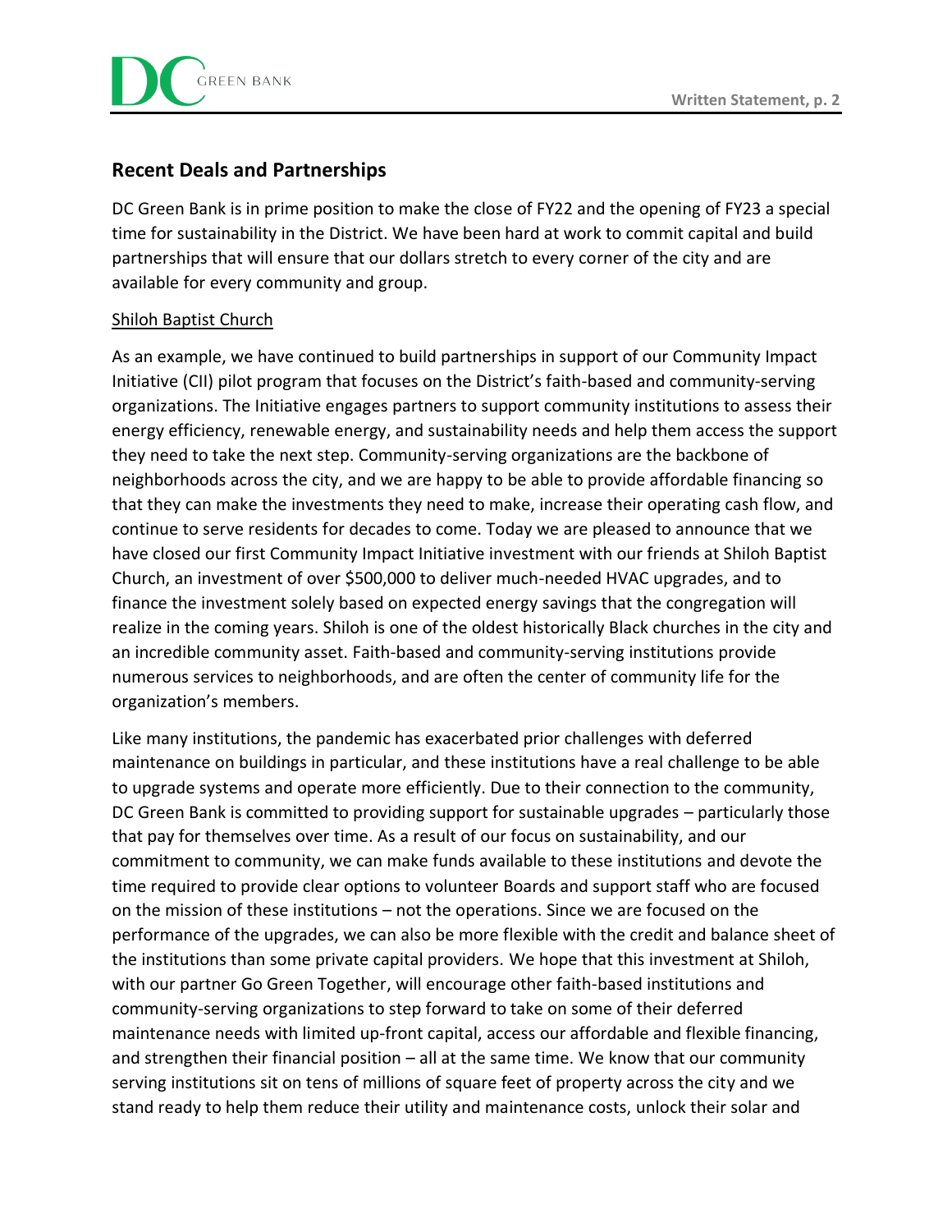## Recent Deals and Partnerships

DC Green Bank is in prime position to make the close of FY22 and the opening of FY23 a special time for sustainability in the District. We have been hard at work to commit capital and build partnerships that will ensure that our dollars stretch to every corner of the city and are available for every community and group.

Shiloh Baptist Church

As an example, we have continued to build partnerships in support of our Community Impact Initiative (CII) pilot program that focuses on the District's faith-based and community-serving organizations. The Initiative engages partners to support community institutions to assess their energy efficiency, renewable energy, and sustainability needs and help them access the support they need to take the next step. Community-serving organizations are the backbone of neighborhoods across the city, and we are happy to be able to provide affordable financing so that they can make the investments they need to make, increase their operating cash flow, and continue to serve residents for decades to come. Today we are pleased to announce that we have closed our first Community Impact Initiative investment with our friends at Shiloh Baptist Church, an investment of over $500,000 to deliver much-needed HVAC upgrades, and to finance the investment solely based on expected energy savings that the congregation will realize in the coming years. Shiloh is one of the oldest historically Black churches in the city and an incredible community asset. Faith-based and community-serving institutions provide numerous services to neighborhoods, and are often the center of community life for the organization's members.

Like many institutions, the pandemic has exacerbated prior challenges with deferred maintenance on buildings in particular, and these institutions have a real challenge to be able to upgrade systems and operate more efficiently. Due to their connection to the community, DC Green Bank is committed to providing support for sustainable upgrades – particularly those that pay for themselves over time. As a result of our focus on sustainability, and our commitment to community, we can make funds available to these institutions and devote the time required to provide clear options to volunteer Boards and support staff who are focused on the mission of these institutions – not the operations. Since we are focused on the performance of the upgrades, we can also be more flexible with the credit and balance sheet of the institutions than some private capital providers. We hope that this investment at Shiloh, with our partner Go Green Together, will encourage other faith-based institutions and community-serving organizations to step forward to take on some of their deferred maintenance needs with limited up-front capital, access our affordable and flexible financing, and strengthen their financial position – all at the same time. We know that our community serving institutions sit on tens of millions of square feet of property across the city and we stand ready to help them reduce their utility and maintenance costs, unlock their solar and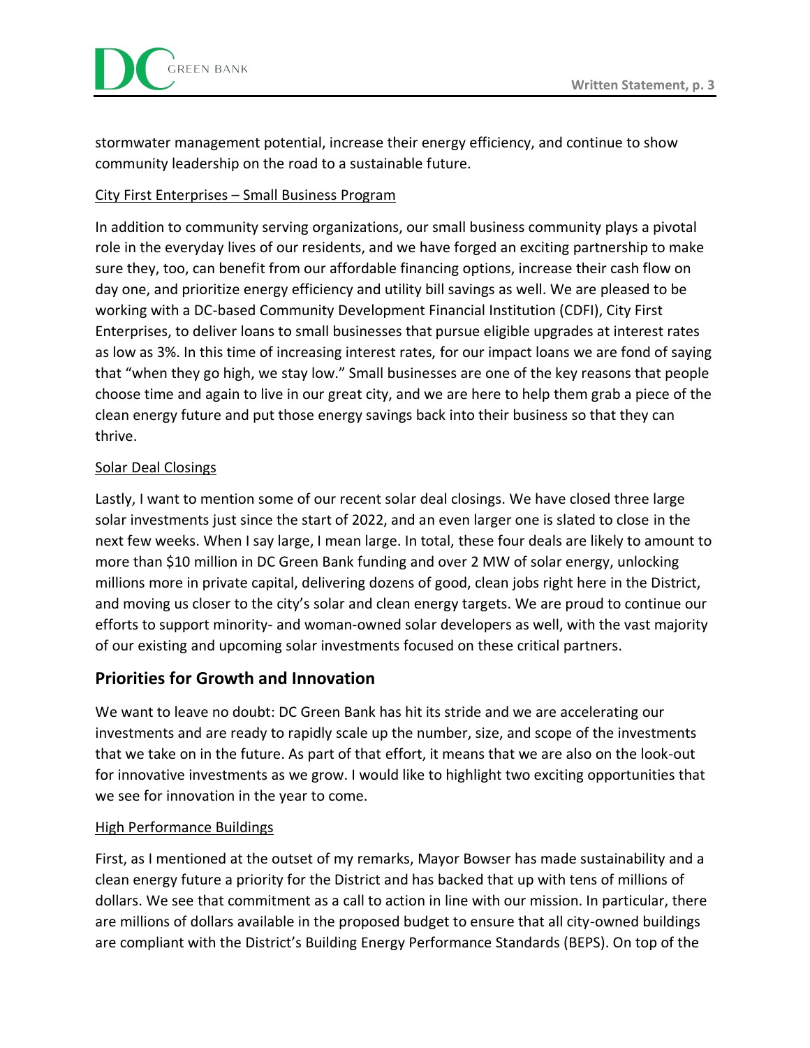stormwater management potential, increase their energy efficiency, and continue to show community leadership on the road to a sustainable future.

<u>City First Enterprises – Small Business Program</u>

In addition to community serving organizations, our small business community plays a pivotal role in the everyday lives of our residents, and we have forged an exciting partnership to make sure they, too, can benefit from our affordable financing options, increase their cash flow on day one, and prioritize energy efficiency and utility bill savings as well. We are pleased to be working with a DC-based Community Development Financial Institution (CDFI), City First Enterprises, to deliver loans to small businesses that pursue eligible upgrades at interest rates as low as 3%. In this time of increasing interest rates, for our impact loans we are fond of saying that "when they go high, we stay low." Small businesses are one of the key reasons that people choose time and again to live in our great city, and we are here to help them grab a piece of the clean energy future and put those energy savings back into their business so that they can thrive.

<u>Solar Deal Closings</u>

Lastly, I want to mention some of our recent solar deal closings. We have closed three large solar investments just since the start of 2022, and an even larger one is slated to close in the next few weeks. When I say large, I mean large. In total, these four deals are likely to amount to more than $10 million in DC Green Bank funding and over 2 MW of solar energy, unlocking millions more in private capital, delivering dozens of good, clean jobs right here in the District, and moving us closer to the city's solar and clean energy targets. We are proud to continue our efforts to support minority- and woman-owned solar developers as well, with the vast majority of our existing and upcoming solar investments focused on these critical partners.

## Priorities for Growth and Innovation

We want to leave no doubt: DC Green Bank has hit its stride and we are accelerating our investments and are ready to rapidly scale up the number, size, and scope of the investments that we take on in the future. As part of that effort, it means that we are also on the look-out for innovative investments as we grow. I would like to highlight two exciting opportunities that we see for innovation in the year to come.

<u>High Performance Buildings</u>

First, as I mentioned at the outset of my remarks, Mayor Bowser has made sustainability and a clean energy future a priority for the District and has backed that up with tens of millions of dollars. We see that commitment as a call to action in line with our mission. In particular, there are millions of dollars available in the proposed budget to ensure that all city-owned buildings are compliant with the District's Building Energy Performance Standards (BEPS). On top of the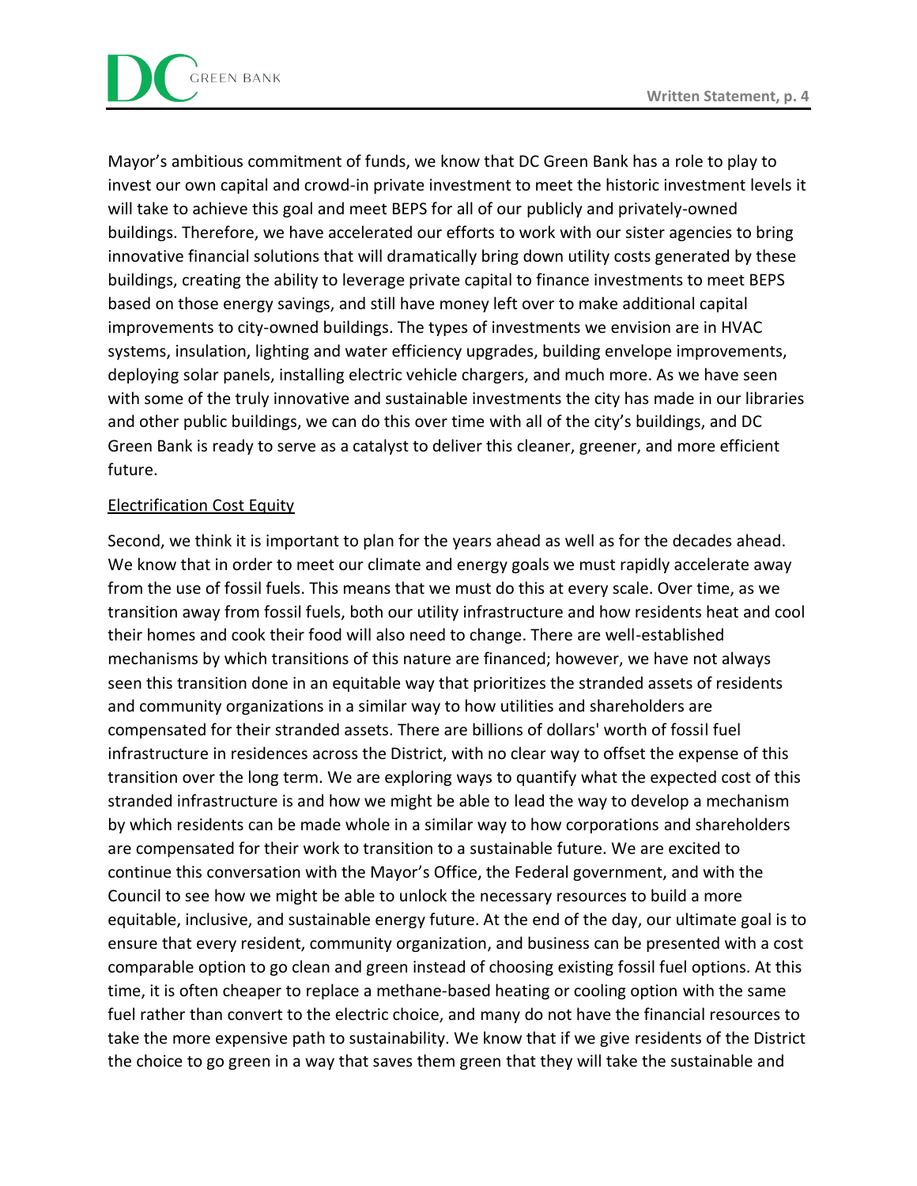Mayor's ambitious commitment of funds, we know that DC Green Bank has a role to play to invest our own capital and crowd-in private investment to meet the historic investment levels it will take to achieve this goal and meet BEPS for all of our publicly and privately-owned buildings. Therefore, we have accelerated our efforts to work with our sister agencies to bring innovative financial solutions that will dramatically bring down utility costs generated by these buildings, creating the ability to leverage private capital to finance investments to meet BEPS based on those energy savings, and still have money left over to make additional capital improvements to city-owned buildings. The types of investments we envision are in HVAC systems, insulation, lighting and water efficiency upgrades, building envelope improvements, deploying solar panels, installing electric vehicle chargers, and much more. As we have seen with some of the truly innovative and sustainable investments the city has made in our libraries and other public buildings, we can do this over time with all of the city's buildings, and DC Green Bank is ready to serve as a catalyst to deliver this cleaner, greener, and more efficient future.

Electrification Cost Equity

Second, we think it is important to plan for the years ahead as well as for the decades ahead. We know that in order to meet our climate and energy goals we must rapidly accelerate away from the use of fossil fuels. This means that we must do this at every scale. Over time, as we transition away from fossil fuels, both our utility infrastructure and how residents heat and cool their homes and cook their food will also need to change. There are well-established mechanisms by which transitions of this nature are financed; however, we have not always seen this transition done in an equitable way that prioritizes the stranded assets of residents and community organizations in a similar way to how utilities and shareholders are compensated for their stranded assets. There are billions of dollars' worth of fossil fuel infrastructure in residences across the District, with no clear way to offset the expense of this transition over the long term. We are exploring ways to quantify what the expected cost of this stranded infrastructure is and how we might be able to lead the way to develop a mechanism by which residents can be made whole in a similar way to how corporations and shareholders are compensated for their work to transition to a sustainable future. We are excited to continue this conversation with the Mayor's Office, the Federal government, and with the Council to see how we might be able to unlock the necessary resources to build a more equitable, inclusive, and sustainable energy future. At the end of the day, our ultimate goal is to ensure that every resident, community organization, and business can be presented with a cost comparable option to go clean and green instead of choosing existing fossil fuel options. At this time, it is often cheaper to replace a methane-based heating or cooling option with the same fuel rather than convert to the electric choice, and many do not have the financial resources to take the more expensive path to sustainability. We know that if we give residents of the District the choice to go green in a way that saves them green that they will take the sustainable and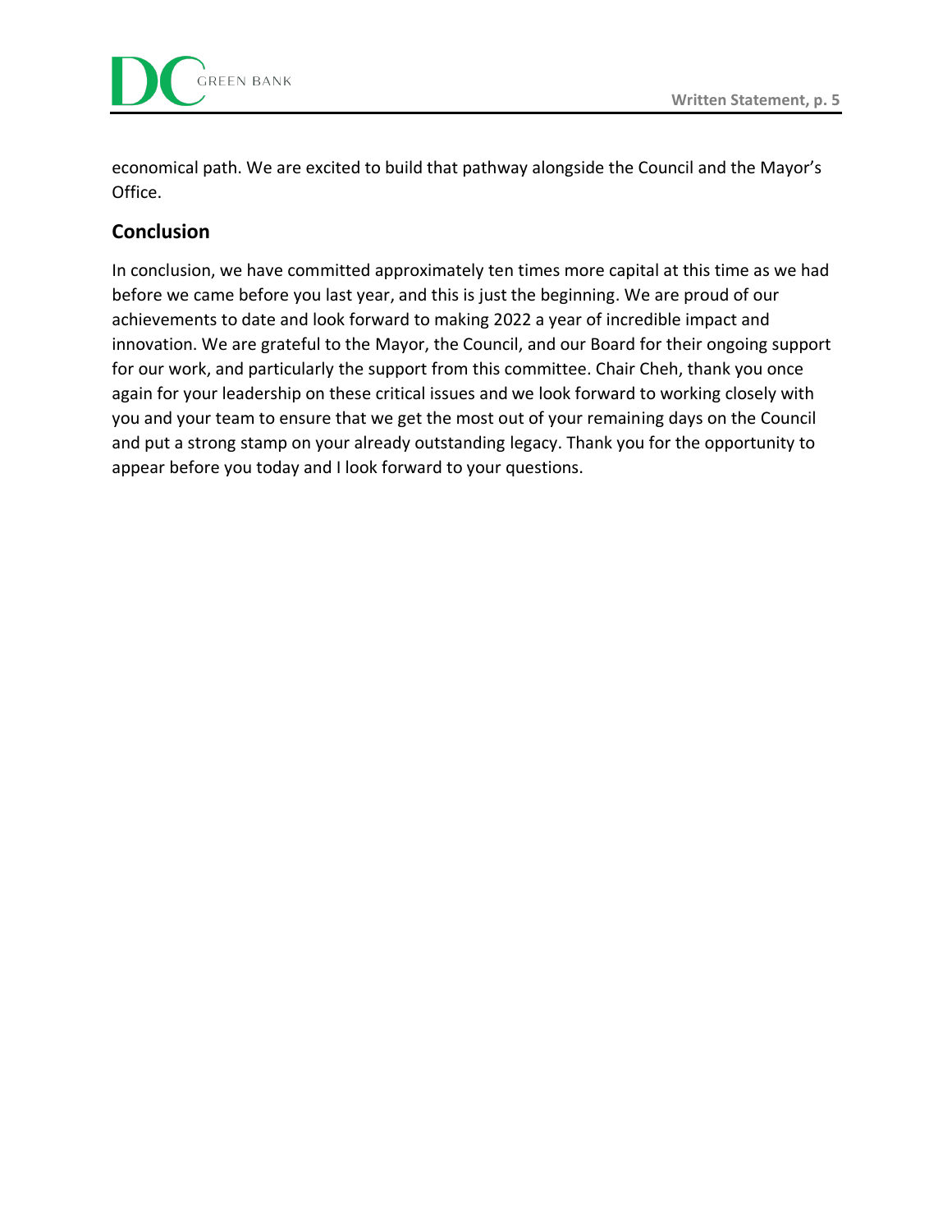economical path. We are excited to build that pathway alongside the Council and the Mayor's Office.

## Conclusion

In conclusion, we have committed approximately ten times more capital at this time as we had before we came before you last year, and this is just the beginning. We are proud of our achievements to date and look forward to making 2022 a year of incredible impact and innovation. We are grateful to the Mayor, the Council, and our Board for their ongoing support for our work, and particularly the support from this committee. Chair Cheh, thank you once again for your leadership on these critical issues and we look forward to working closely with you and your team to ensure that we get the most out of your remaining days on the Council and put a strong stamp on your already outstanding legacy. Thank you for the opportunity to appear before you today and I look forward to your questions.